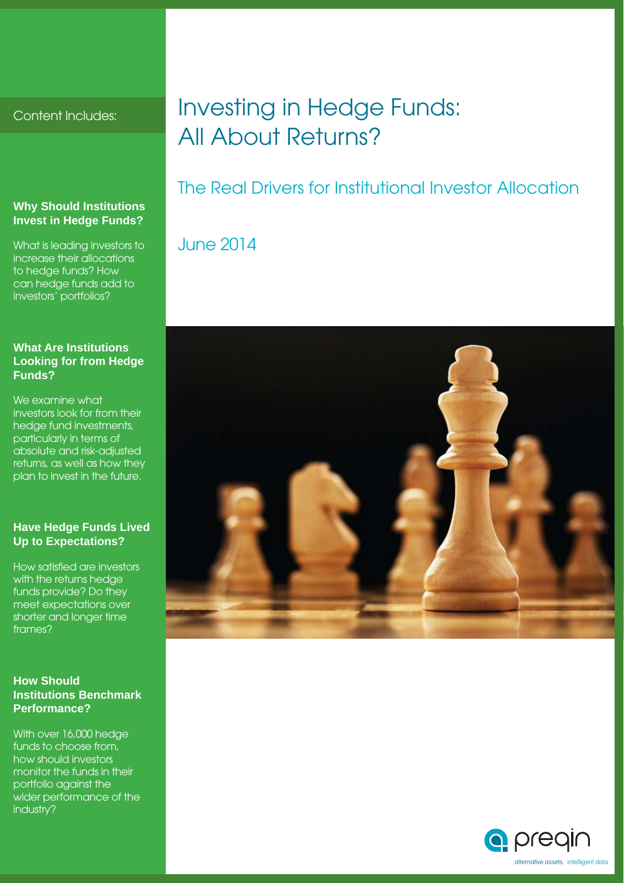# Investing in Hedge Funds: All About Returns?

## The Real Drivers for Institutional Investor Allocation

June 2014

Content Includes:

**Why Should Institutions Invest in Hedge Funds?**

What is leading investors to increase their allocations to hedge funds? How can hedge funds add to investors' portfolios?

**What Are Institutions Looking for from Hedge Funds?**

We examine what investors look for from their hedge fund investments, particularly in terms of absolute and risk-adjusted returns, as well as how they plan to invest in the future.

**Have Hedge Funds Lived Up to Expectations?**

How satisfied are investors with the returns hedge funds provide? Do they meet expectations over shorter and longer time frames?

**How Should Institutions Benchmark Performance?**

With over 16,000 hedge funds to choose from, how should investors monitor the funds in their portfolio against the wider performance of the industry?

preqin

alternative assets. intelligent data.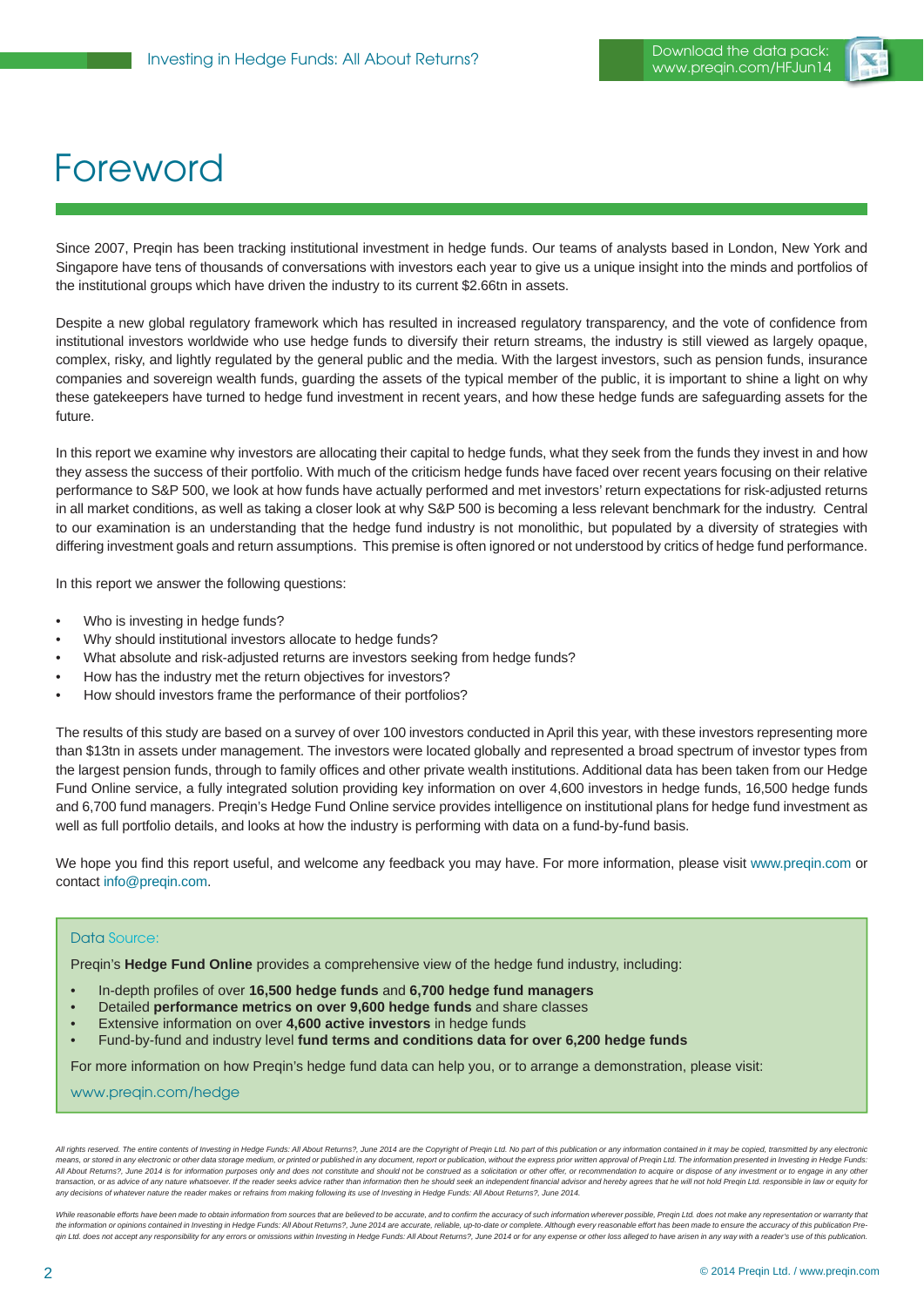# Foreword

Since 2007, Preqin has been tracking institutional investment in hedge funds. Our teams of analysts based in London, New York and Singapore have tens of thousands of conversations with investors each year to give us a unique insight into the minds and portfolios of the institutional groups which have driven the industry to its current $2.66tn in assets.

Despite a new global regulatory framework which has resulted in increased regulatory transparency, and the vote of confidence from institutional investors worldwide who use hedge funds to diversify their return streams, the industry is still viewed as largely opaque, complex, risky, and lightly regulated by the general public and the media. With the largest investors, such as pension funds, insurance companies and sovereign wealth funds, guarding the assets of the typical member of the public, it is important to shine a light on why these gatekeepers have turned to hedge fund investment in recent years, and how these hedge funds are safeguarding assets for the future.

In this report we examine why investors are allocating their capital to hedge funds, what they seek from the funds they invest in and how they assess the success of their portfolio. With much of the criticism hedge funds have faced over recent years focusing on their relative performance to S&P 500, we look at how funds have actually performed and met investors' return expectations for risk-adjusted returns in all market conditions, as well as taking a closer look at why S&P 500 is becoming a less relevant benchmark for the industry. Central to our examination is an understanding that the hedge fund industry is not monolithic, but populated by a diversity of strategies with differing investment goals and return assumptions. This premise is often ignored or not understood by critics of hedge fund performance.

In this report we answer the following questions:

- Who is investing in hedge funds?
- Why should institutional investors allocate to hedge funds?
- What absolute and risk-adjusted returns are investors seeking from hedge funds?
- How has the industry met the return objectives for investors?
- How should investors frame the performance of their portfolios?

The results of this study are based on a survey of over 100 investors conducted in April this year, with these investors representing more than $13tn in assets under management. The investors were located globally and represented a broad spectrum of investor types from the largest pension funds, through to family offices and other private wealth institutions. Additional data has been taken from our Hedge Fund Online service, a fully integrated solution providing key information on over 4,600 investors in hedge funds, 16,500 hedge funds and 6,700 fund managers. Preqin's Hedge Fund Online service provides intelligence on institutional plans for hedge fund investment as well as full portfolio details, and looks at how the industry is performing with data on a fund-by-fund basis.

We hope you find this report useful, and welcome any feedback you may have. For more information, please visit www.preqin.com or contact info@preqin.com.

**Data Source:**

Preqin's **Hedge Fund Online** provides a comprehensive view of the hedge fund industry, including:

- In-depth profiles of over **16,500 hedge funds** and **6,700 hedge fund managers**
- Detailed **performance metrics on over 9,600 hedge funds** and share classes
- Extensive information on over **4,600 active investors** in hedge funds
- Fund-by-fund and industry level **fund terms and conditions data for over 6,200 hedge funds**

For more information on how Preqin's hedge fund data can help you, or to arrange a demonstration, please visit:

www.preqin.com/hedge

*All rights reserved. The entire contents of Investing in Hedge Funds: All About Returns?, June 2014 are the Copyright of Preqin Ltd. No part of this publication or any information contained in it may be copied, transmitted by any electronic means, or stored in any electronic or other data storage medium, or printed or published in any document, report or publication, without the express prior written approval of Preqin Ltd. The information presented in Investing in Hedge Funds: All About Returns?, June 2014 is for information purposes only and does not constitute and should not be construed as a solicitation or other offer, or recommendation to acquire or dispose of any investment or to engage in any other transaction, or as advice of any nature whatsoever. If the reader seeks advice rather than information then he should seek an independent financial advisor and hereby agrees that he will not hold Preqin Ltd. responsible in law or equity for any decisions of whatever nature the reader makes or refrains from making following its use of Investing in Hedge Funds: All About Returns?, June 2014.*

*While reasonable efforts have been made to obtain information from sources that are believed to be accurate, and to confirm the accuracy of such information wherever possible, Preqin Ltd. does not make any representation or warranty that the information or opinions contained in Investing in Hedge Funds: All About Returns?, June 2014 are accurate, reliable, up-to-date or complete. Although every reasonable effort has been made to ensure the accuracy of this publication Preqin Ltd. does not accept any responsibility for any errors or omissions within Investing in Hedge Funds: All About Returns?, June 2014 or for any expense or other loss alleged to have arisen in any way with a reader's use of this publication.*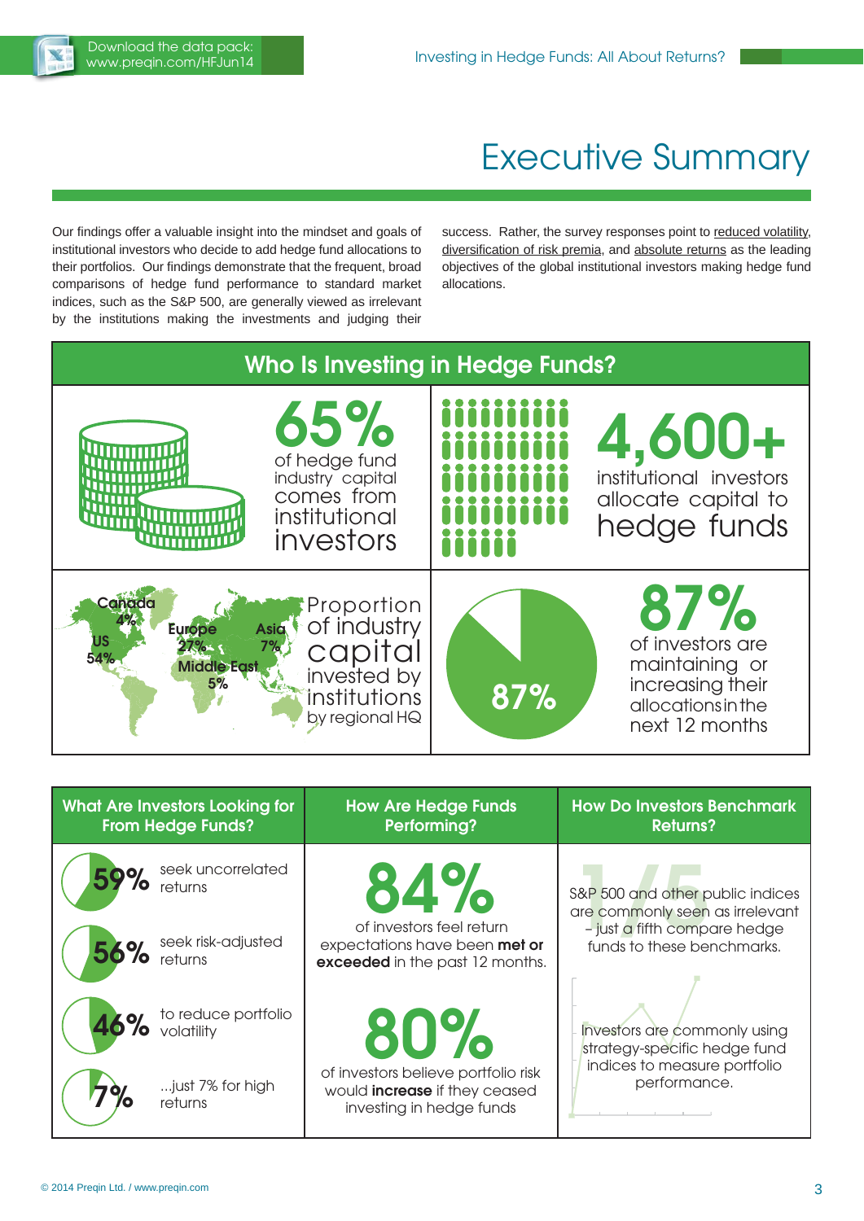# Executive Summary

Our findings offer a valuable insight into the mindset and goals of institutional investors who decide to add hedge fund allocations to their portfolios. Our findings demonstrate that the frequent, broad comparisons of hedge fund performance to standard market indices, such as the S&P 500, are generally viewed as irrelevant by the institutions making the investments and judging their success. Rather, the survey responses point to reduced volatility, diversification of risk premia, and absolute returns as the leading objectives of the global institutional investors making hedge fund allocations.

## Who Is Investing in Hedge Funds?

**65%** of hedge fund industry capital comes from institutional investors

**4,600+** institutional investors allocate capital to hedge funds

Proportion of industry capital invested by institutions by regional HQ

- Canada 4%
- US 54%
- Europe 27%
- Asia 7%
- Middle East 5%

**87%** of investors are maintaining or increasing their allocations in the next 12 months

### What Are Investors Looking for From Hedge Funds?

- **59%** seek uncorrelated returns
- **56%** seek risk-adjusted returns
- **46%** to reduce portfolio volatility
- **7%** ...just 7% for high returns

### How Are Hedge Funds Performing?

**84%** of investors feel return expectations have been **met or exceeded** in the past 12 months.

**80%** of investors believe portfolio risk would **increase** if they ceased investing in hedge funds

### How Do Investors Benchmark Returns?

S&P 500 and other public indices are commonly seen as irrelevant – just a fifth compare hedge funds to these benchmarks.

Investors are commonly using strategy-specific hedge fund indices to measure portfolio performance.

© 2014 Preqin Ltd. / www.preqin.com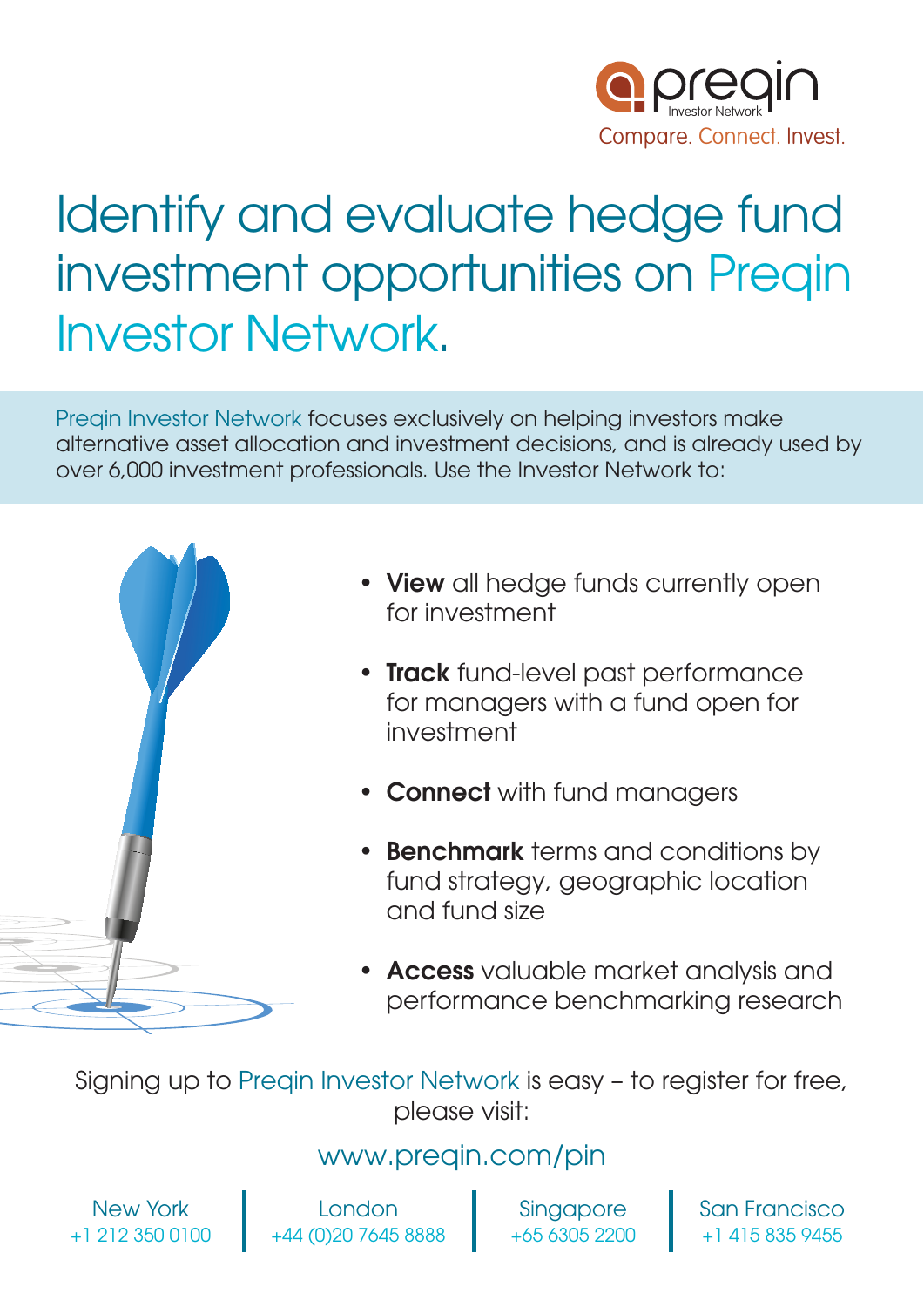preqin Investor Network

Compare. Connect. Invest.

# Identify and evaluate hedge fund investment opportunities on Preqin Investor Network.

Preqin Investor Network focuses exclusively on helping investors make alternative asset allocation and investment decisions, and is already used by over 6,000 investment professionals. Use the Investor Network to:

- **View** all hedge funds currently open for investment
- **Track** fund-level past performance for managers with a fund open for investment
- **Connect** with fund managers
- **Benchmark** terms and conditions by fund strategy, geographic location and fund size
- **Access** valuable market analysis and performance benchmarking research

Signing up to Preqin Investor Network is easy – to register for free, please visit:

www.preqin.com/pin

| New York | London | Singapore | San Francisco |
|---|---|---|---|
| +1 212 350 0100 | +44 (0)20 7645 8888 | +65 6305 2200 | +1 415 835 9455 |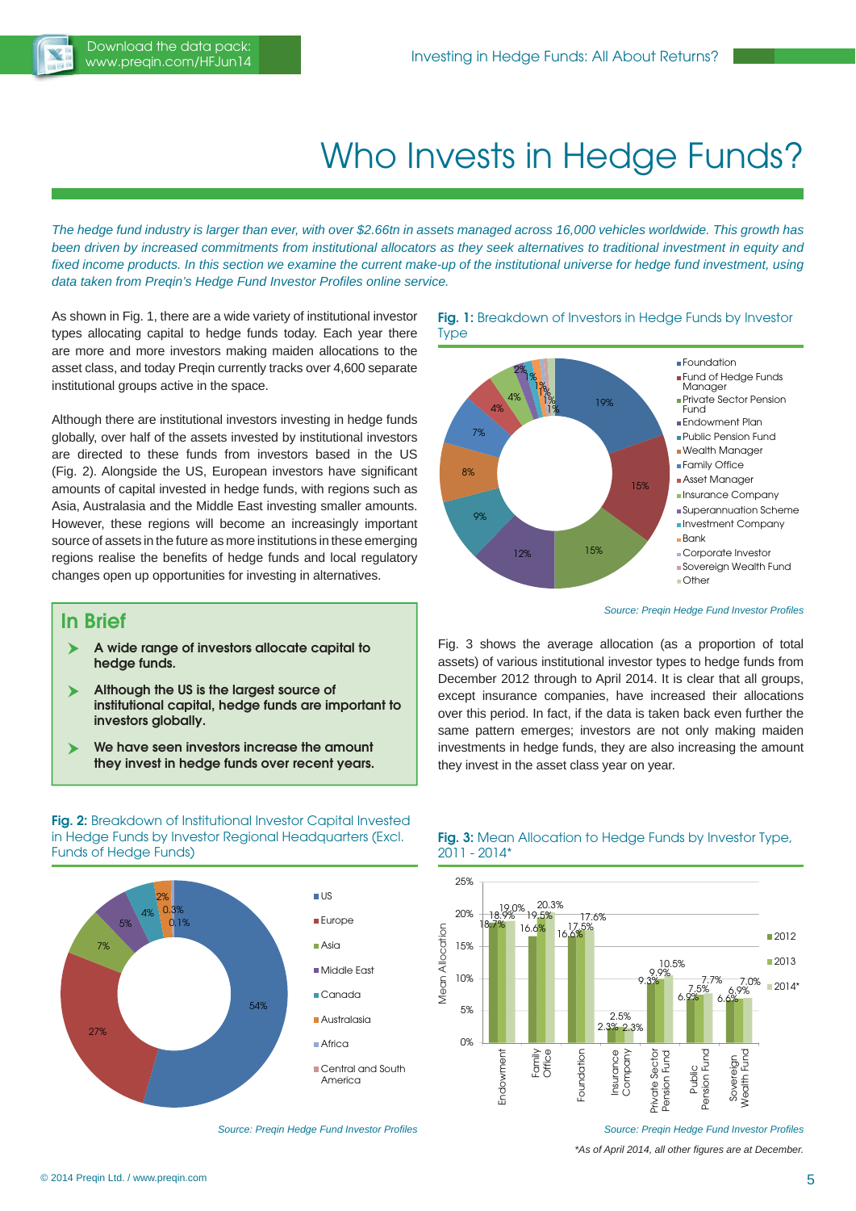# Who Invests in Hedge Funds?

*The hedge fund industry is larger than ever, with over $2.66tn in assets managed across 16,000 vehicles worldwide. This growth has been driven by increased commitments from institutional allocators as they seek alternatives to traditional investment in equity and fixed income products. In this section we examine the current make-up of the institutional universe for hedge fund investment, using data taken from Preqin's Hedge Fund Investor Profiles online service.*

As shown in Fig. 1, there are a wide variety of institutional investor types allocating capital to hedge funds today. Each year there are more and more investors making maiden allocations to the asset class, and today Preqin currently tracks over 4,600 separate institutional groups active in the space.

Although there are institutional investors investing in hedge funds globally, over half of the assets invested by institutional investors are directed to these funds from investors based in the US (Fig. 2). Alongside the US, European investors have significant amounts of capital invested in hedge funds, with regions such as Asia, Australasia and the Middle East investing smaller amounts. However, these regions will become an increasingly important source of assets in the future as more institutions in these emerging regions realise the benefits of hedge funds and local regulatory changes open up opportunities for investing in alternatives.

## In Brief

- **A wide range of investors allocate capital to hedge funds.**
- **Although the US is the largest source of institutional capital, hedge funds are important to investors globally.**
- **We have seen investors increase the amount they invest in hedge funds over recent years.**

**Fig. 1:** Breakdown of Investors in Hedge Funds by Investor Type

| Investor Type | Proportion |
|---|---|
| Foundation | 19% |
| Fund of Hedge Funds Manager | 15% |
| Private Sector Pension Fund | 15% |
| Endowment Plan | 12% |
| Public Pension Fund | 9% |
| Wealth Manager | 8% |
| Family Office | 7% |
| Asset Manager | 4% |
| Insurance Company | 4% |
| Superannuation Scheme | 2% |
| Investment Company | 1% |
| Bank | 1% |
| Corporate Investor | 1% |
| Sovereign Wealth Fund | 1% |
| Other | 1% |

*Source: Preqin Hedge Fund Investor Profiles*

Fig. 3 shows the average allocation (as a proportion of total assets) of various institutional investor types to hedge funds from December 2012 through to April 2014. It is clear that all groups, except insurance companies, have increased their allocations over this period. In fact, if the data is taken back even further the same pattern emerges; investors are not only making maiden investments in hedge funds, they are also increasing the amount they invest in the asset class year on year.

**Fig. 2:** Breakdown of Institutional Investor Capital Invested in Hedge Funds by Investor Regional Headquarters (Excl. Funds of Hedge Funds)

| Region | Proportion |
|---|---|
| US | 54% |
| Europe | 27% |
| Asia | 7% |
| Middle East | 5% |
| Canada | 4% |
| Australasia | 2% |
| Africa | 0.3% |
| Central and South America | 0.1% |

*Source: Preqin Hedge Fund Investor Profiles*

**Fig. 3:** Mean Allocation to Hedge Funds by Investor Type, 2011 - 2014*

| Investor Type | 2012 | 2013 | 2014* |
|---|---|---|---|
| Endowment | 18.7% | 18.9% | 19.0% |
| Family Office | 16.6% | 19.5% | 20.3% |
| Foundation | 16.6% | 17.5% | 17.6% |
| Insurance Company | 2.3% | 2.5% | 2.3% |
| Private Sector Pension Fund | 9.3% | 9.9% | 10.5% |
| Public Pension Fund | 6.9% | 7.5% | 7.7% |
| Sovereign Wealth Fund | 6.6% | 6.9% | 7.0% |

*Source: Preqin Hedge Fund Investor Profiles*

*\*As of April 2014, all other figures are at December.*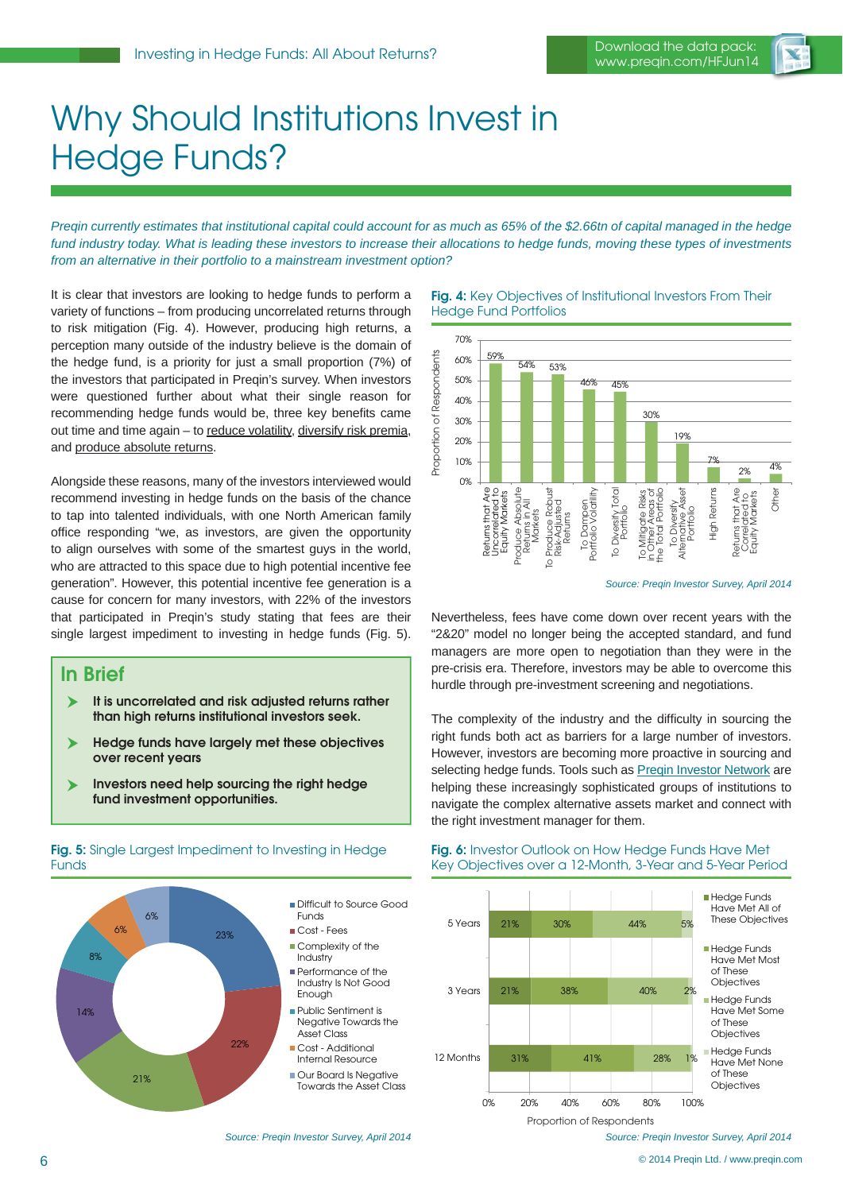# Why Should Institutions Invest in Hedge Funds?

*Preqin currently estimates that institutional capital could account for as much as 65% of the $2.66tn of capital managed in the hedge fund industry today. What is leading these investors to increase their allocations to hedge funds, moving these types of investments from an alternative in their portfolio to a mainstream investment option?*

It is clear that investors are looking to hedge funds to perform a variety of functions – from producing uncorrelated returns through to risk mitigation (Fig. 4). However, producing high returns, a perception many outside of the industry believe is the domain of the hedge fund, is a priority for just a small proportion (7%) of the investors that participated in Preqin's survey. When investors were questioned further about what their single reason for recommending hedge funds would be, three key benefits came out time and time again – to reduce volatility, diversify risk premia, and produce absolute returns.

Alongside these reasons, many of the investors interviewed would recommend investing in hedge funds on the basis of the chance to tap into talented individuals, with one North American family office responding "we, as investors, are given the opportunity to align ourselves with some of the smartest guys in the world, who are attracted to this space due to high potential incentive fee generation". However, this potential incentive fee generation is a cause for concern for many investors, with 22% of the investors that participated in Preqin's study stating that fees are their single largest impediment to investing in hedge funds (Fig. 5).

## In Brief

- **It is uncorrelated and risk adjusted returns rather than high returns institutional investors seek.**
- **Hedge funds have largely met these objectives over recent years**
- **Investors need help sourcing the right hedge fund investment opportunities.**

**Fig. 4:** Key Objectives of Institutional Investors From Their Hedge Fund Portfolios

| Objective | Proportion of Respondents |
|---|---|
| Returns that Are Uncorrelated to Equity Markets | 59% |
| Produce Absolute Returns in All Markets | 54% |
| To Produce Robust Risk-Adjusted Returns | 53% |
| To Dampen Portfolio Volatility | 46% |
| To Diversify Total Portfolio | 45% |
| To Mitigate Risks in Other Areas of the Total Portfolio | 30% |
| To Diversify Alternative Asset Portfolio | 19% |
| High Returns | 7% |
| Returns that Are Correlated to Equity Markets | 2% |
| Other | 4% |

*Source: Preqin Investor Survey, April 2014*

Nevertheless, fees have come down over recent years with the "2&20" model no longer being the accepted standard, and fund managers are more open to negotiation than they were in the pre-crisis era. Therefore, investors may be able to overcome this hurdle through pre-investment screening and negotiations.

The complexity of the industry and the difficulty in sourcing the right funds both act as barriers for a large number of investors. However, investors are becoming more proactive in sourcing and selecting hedge funds. Tools such as Preqin Investor Network are helping these increasingly sophisticated groups of institutions to navigate the complex alternative assets market and connect with the right investment manager for them.

**Fig. 5:** Single Largest Impediment to Investing in Hedge Funds

| Impediment | Proportion |
|---|---|
| Difficult to Source Good Funds | 23% |
| Cost - Fees | 22% |
| Complexity of the Industry | 21% |
| Performance of the Industry Is Not Good Enough | 14% |
| Public Sentiment is Negative Towards the Asset Class | 8% |
| Cost - Additional Internal Resource | 6% |
| Our Board Is Negative Towards the Asset Class | 6% |

*Source: Preqin Investor Survey, April 2014*

**Fig. 6:** Investor Outlook on How Hedge Funds Have Met Key Objectives over a 12-Month, 3-Year and 5-Year Period

| Period | Hedge Funds Have Met All of These Objectives | Hedge Funds Have Met Most of These Objectives | Hedge Funds Have Met Some of These Objectives | Hedge Funds Have Met None of These Objectives |
|---|---|---|---|---|
| 5 Years | 21% | 30% | 44% | 5% |
| 3 Years | 21% | 38% | 40% | 2% |
| 12 Months | 31% | 41% | 28% | 1% |

*Source: Preqin Investor Survey, April 2014*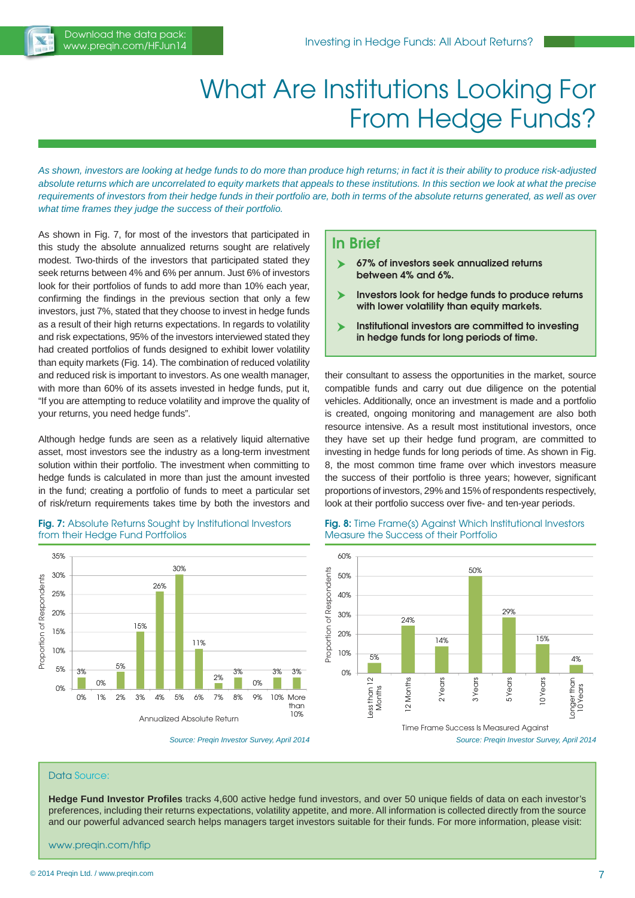# What Are Institutions Looking For From Hedge Funds?

*As shown, investors are looking at hedge funds to do more than produce high returns; in fact it is their ability to produce risk-adjusted absolute returns which are uncorrelated to equity markets that appeals to these institutions. In this section we look at what the precise requirements of investors from their hedge funds in their portfolio are, both in terms of the absolute returns generated, as well as over what time frames they judge the success of their portfolio.*

As shown in Fig. 7, for most of the investors that participated in this study the absolute annualized returns sought are relatively modest. Two-thirds of the investors that participated stated they seek returns between 4% and 6% per annum. Just 6% of investors look for their portfolios of funds to add more than 10% each year, confirming the findings in the previous section that only a few investors, just 7%, stated that they choose to invest in hedge funds as a result of their high returns expectations. In regards to volatility and risk expectations, 95% of the investors interviewed stated they had created portfolios of funds designed to exhibit lower volatility than equity markets (Fig. 14). The combination of reduced volatility and reduced risk is important to investors. As one wealth manager, with more than 60% of its assets invested in hedge funds, put it, "If you are attempting to reduce volatility and improve the quality of your returns, you need hedge funds".

Although hedge funds are seen as a relatively liquid alternative asset, most investors see the industry as a long-term investment solution within their portfolio. The investment when committing to hedge funds is calculated in more than just the amount invested in the fund; creating a portfolio of funds to meet a particular set of risk/return requirements takes time by both the investors and their consultant to assess the opportunities in the market, source compatible funds and carry out due diligence on the potential vehicles. Additionally, once an investment is made and a portfolio is created, ongoing monitoring and management are also both resource intensive. As a result most institutional investors, once they have set up their hedge fund program, are committed to investing in hedge funds for long periods of time. As shown in Fig. 8, the most common time frame over which investors measure the success of their portfolio is three years; however, significant proportions of investors, 29% and 15% of respondents respectively, look at their portfolio success over five- and ten-year periods.

## In Brief

- **67% of investors seek annualized returns between 4% and 6%.**
- **Investors look for hedge funds to produce returns with lower volatility than equity markets.**
- **Institutional investors are committed to investing in hedge funds for long periods of time.**

**Fig. 7:** Absolute Returns Sought by Institutional Investors from their Hedge Fund Portfolios

| Annualized Absolute Return | Proportion of Respondents |
|---|---|
| 0% | 3% |
| 1% | 0% |
| 2% | 5% |
| 3% | 15% |
| 4% | 26% |
| 5% | 30% |
| 6% | 11% |
| 7% | 2% |
| 8% | 3% |
| 9% | 0% |
| 10% | 3% |
| More than 10% | 3% |

*Source: Preqin Investor Survey, April 2014*

**Fig. 8:** Time Frame(s) Against Which Institutional Investors Measure the Success of their Portfolio

| Time Frame Success Is Measured Against | Proportion of Respondents |
|---|---|
| Less than 12 Months | 5% |
| 12 Months | 24% |
| 2 Years | 14% |
| 3 Years | 50% |
| 5 Years | 29% |
| 10 Years | 15% |
| Longer than 10 Years | 4% |

*Source: Preqin Investor Survey, April 2014*

### Data Source:

**Hedge Fund Investor Profiles** tracks 4,600 active hedge fund investors, and over 50 unique fields of data on each investor's preferences, including their returns expectations, volatility appetite, and more. All information is collected directly from the source and our powerful advanced search helps managers target investors suitable for their funds. For more information, please visit:

www.preqin.com/hfip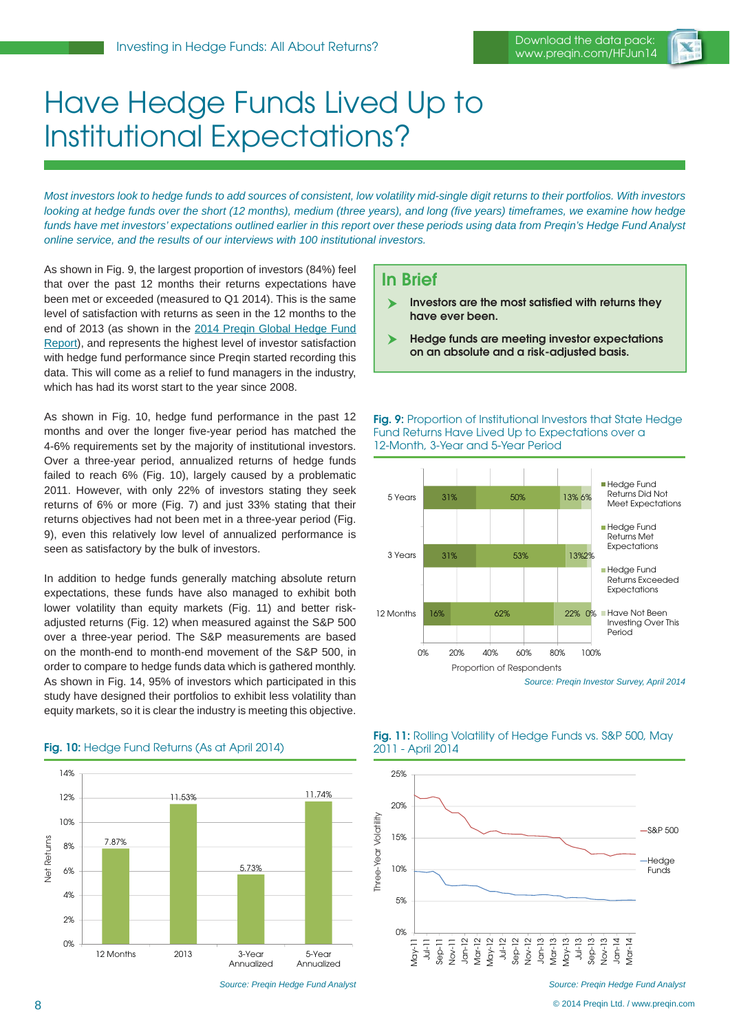# Have Hedge Funds Lived Up to Institutional Expectations?

*Most investors look to hedge funds to add sources of consistent, low volatility mid-single digit returns to their portfolios. With investors looking at hedge funds over the short (12 months), medium (three years), and long (five years) timeframes, we examine how hedge funds have met investors' expectations outlined earlier in this report over these periods using data from Preqin's Hedge Fund Analyst online service, and the results of our interviews with 100 institutional investors.*

As shown in Fig. 9, the largest proportion of investors (84%) feel that over the past 12 months their returns expectations have been met or exceeded (measured to Q1 2014). This is the same level of satisfaction with returns as seen in the 12 months to the end of 2013 (as shown in the 2014 Preqin Global Hedge Fund Report), and represents the highest level of investor satisfaction with hedge fund performance since Preqin started recording this data. This will come as a relief to fund managers in the industry, which has had its worst start to the year since 2008.

As shown in Fig. 10, hedge fund performance in the past 12 months and over the longer five-year period has matched the 4-6% requirements set by the majority of institutional investors. Over a three-year period, annualized returns of hedge funds failed to reach 6% (Fig. 10), largely caused by a problematic 2011. However, with only 22% of investors stating they seek returns of 6% or more (Fig. 7) and just 33% stating that their returns objectives had not been met in a three-year period (Fig. 9), even this relatively low level of annualized performance is seen as satisfactory by the bulk of investors.

In addition to hedge funds generally matching absolute return expectations, these funds have also managed to exhibit both lower volatility than equity markets (Fig. 11) and better risk-adjusted returns (Fig. 12) when measured against the S&P 500 over a three-year period. The S&P measurements are based on the month-end to month-end movement of the S&P 500, in order to compare to hedge funds data which is gathered monthly. As shown in Fig. 14, 95% of investors which participated in this study have designed their portfolios to exhibit less volatility than equity markets, so it is clear the industry is meeting this objective.

## In Brief

- **Investors are the most satisfied with returns they have ever been.**
- **Hedge funds are meeting investor expectations on an absolute and a risk-adjusted basis.**

**Fig. 9:** Proportion of Institutional Investors that State Hedge Fund Returns Have Lived Up to Expectations over a 12-Month, 3-Year and 5-Year Period

| Period | Hedge Fund Returns Did Not Meet Expectations | Hedge Fund Returns Met Expectations | Hedge Fund Returns Exceeded Expectations | Have Not Been Investing Over This Period |
|---|---|---|---|---|
| 5 Years | 31% | 50% | 13% | 6% |
| 3 Years | 31% | 53% | 13% | 2% |
| 12 Months | 16% | 62% | 22% | 0% |

Proportion of Respondents

Source: Preqin Investor Survey, April 2014

**Fig. 10:** Hedge Fund Returns (As at April 2014)

| Period | Net Returns |
|---|---|
| 12 Months | 7.87% |
| 2013 | 11.53% |
| 3-Year Annualized | 5.73% |
| 5-Year Annualized | 11.74% |

Source: Preqin Hedge Fund Analyst

**Fig. 11:** Rolling Volatility of Hedge Funds vs. S&P 500, May 2011 - April 2014

Series: S&P 500; Hedge Funds. Y-axis: Three-Year Volatility (0%–25%). X-axis: May-11 to Mar-14.

Source: Preqin Hedge Fund Analyst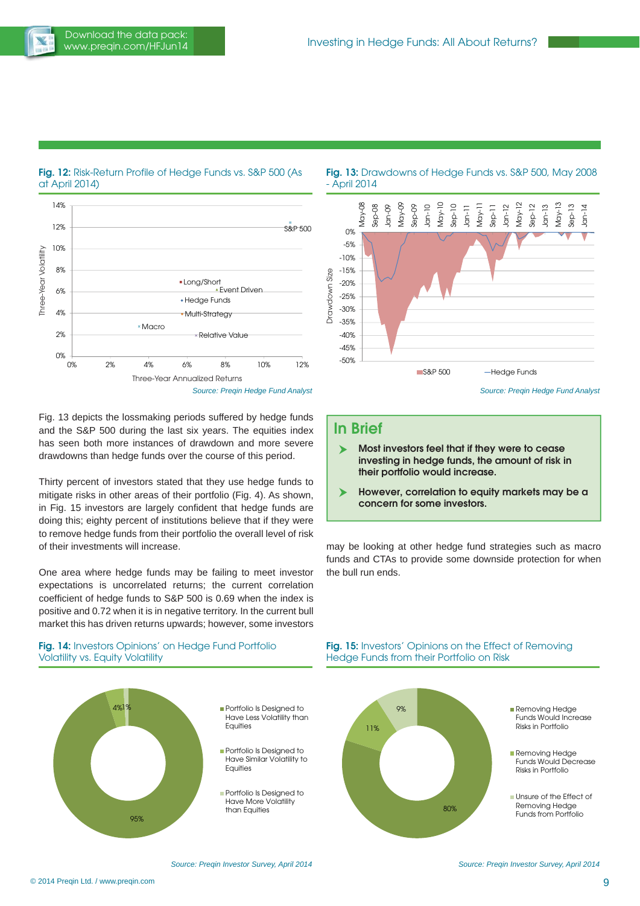**Fig. 12:** Risk-Return Profile of Hedge Funds vs. S&P 500 (As at April 2014)

Source: Preqin Hedge Fund Analyst

**Fig. 13:** Drawdowns of Hedge Funds vs. S&P 500, May 2008 - April 2014

Source: Preqin Hedge Fund Analyst

Fig. 13 depicts the lossmaking periods suffered by hedge funds and the S&P 500 during the last six years. The equities index has seen both more instances of drawdown and more severe drawdowns than hedge funds over the course of this period.

Thirty percent of investors stated that they use hedge funds to mitigate risks in other areas of their portfolio (Fig. 4). As shown, in Fig. 15 investors are largely confident that hedge funds are doing this; eighty percent of institutions believe that if they were to remove hedge funds from their portfolio the overall level of risk of their investments will increase.

One area where hedge funds may be failing to meet investor expectations is uncorrelated returns; the current correlation coefficient of hedge funds to S&P 500 is 0.69 when the index is positive and 0.72 when it is in negative territory. In the current bull market this has driven returns upwards; however, some investors may be looking at other hedge fund strategies such as macro funds and CTAs to provide some downside protection for when the bull run ends.

## In Brief

- **Most investors feel that if they were to cease investing in hedge funds, the amount of risk in their portfolio would increase.**
- **However, correlation to equity markets may be a concern for some investors.**

**Fig. 14:** Investors Opinions' on Hedge Fund Portfolio Volatility vs. Equity Volatility

| Response | Proportion |
|---|---|
| Portfolio Is Designed to Have Less Volatility than Equities | 95% |
| Portfolio Is Designed to Have Similar Volatility to Equities | 4% |
| Portfolio Is Designed to Have More Volatility than Equities | 1% |

Source: Preqin Investor Survey, April 2014

**Fig. 15:** Investors' Opinions on the Effect of Removing Hedge Funds from their Portfolio on Risk

| Response | Proportion |
|---|---|
| Removing Hedge Funds Would Increase Risks in Portfolio | 80% |
| Removing Hedge Funds Would Decrease Risks in Portfolio | 11% |
| Unsure of the Effect of Removing Hedge Funds from Portfolio | 9% |

Source: Preqin Investor Survey, April 2014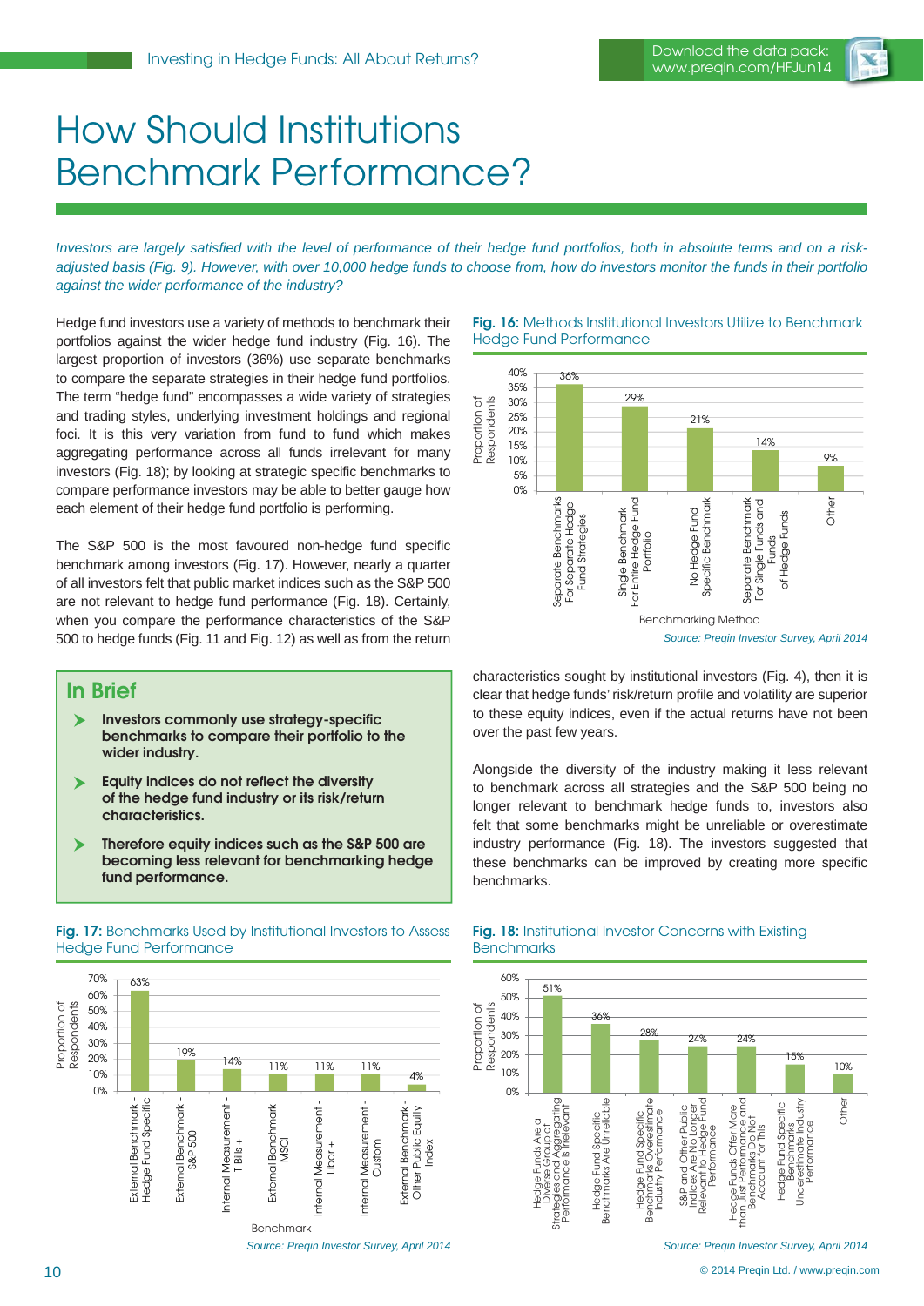# How Should Institutions Benchmark Performance?

*Investors are largely satisfied with the level of performance of their hedge fund portfolios, both in absolute terms and on a risk-adjusted basis (Fig. 9). However, with over 10,000 hedge funds to choose from, how do investors monitor the funds in their portfolio against the wider performance of the industry?*

Hedge fund investors use a variety of methods to benchmark their portfolios against the wider hedge fund industry (Fig. 16). The largest proportion of investors (36%) use separate benchmarks to compare the separate strategies in their hedge fund portfolios. The term "hedge fund" encompasses a wide variety of strategies and trading styles, underlying investment holdings and regional foci. It is this very variation from fund to fund which makes aggregating performance across all funds irrelevant for many investors (Fig. 18); by looking at strategic specific benchmarks to compare performance investors may be able to better gauge how each element of their hedge fund portfolio is performing.

The S&P 500 is the most favoured non-hedge fund specific benchmark among investors (Fig. 17). However, nearly a quarter of all investors felt that public market indices such as the S&P 500 are not relevant to hedge fund performance (Fig. 18). Certainly, when you compare the performance characteristics of the S&P 500 to hedge funds (Fig. 11 and Fig. 12) as well as from the return characteristics sought by institutional investors (Fig. 4), then it is clear that hedge funds' risk/return profile and volatility are superior to these equity indices, even if the actual returns have not been over the past few years.

Alongside the diversity of the industry making it less relevant to benchmark across all strategies and the S&P 500 being no longer relevant to benchmark hedge funds to, investors also felt that some benchmarks might be unreliable or overestimate industry performance (Fig. 18). The investors suggested that these benchmarks can be improved by creating more specific benchmarks.

## In Brief

- **Investors commonly use strategy-specific benchmarks to compare their portfolio to the wider industry.**
- **Equity indices do not reflect the diversity of the hedge fund industry or its risk/return characteristics.**
- **Therefore equity indices such as the S&P 500 are becoming less relevant for benchmarking hedge fund performance.**

**Fig. 16:** Methods Institutional Investors Utilize to Benchmark Hedge Fund Performance

| Benchmarking Method | Proportion of Respondents |
|---|---|
| Separate Benchmarks For Separate Hedge Fund Strategies | 36% |
| Single Benchmark For Entire Hedge Fund Portfolio | 29% |
| No Hedge Fund Specific Benchmark | 21% |
| Separate Benchmark For Single Funds and Funds of Hedge Funds | 14% |
| Other | 9% |

*Source: Preqin Investor Survey, April 2014*

**Fig. 17:** Benchmarks Used by Institutional Investors to Assess Hedge Fund Performance

| Benchmark | Proportion of Respondents |
|---|---|
| External Benchmark - Hedge Fund Specific | 63% |
| External Benchmark - S&P 500 | 19% |
| Internal Measurement - T-Bills + | 14% |
| External Benchmark - MSCI | 11% |
| Internal Measurement - Libor + | 11% |
| Internal Measurement - Custom | 11% |
| External Benchmark - Other Public Equity Index | 4% |

*Source: Preqin Investor Survey, April 2014*

**Fig. 18:** Institutional Investor Concerns with Existing Benchmarks

| Concern | Proportion of Respondents |
|---|---|
| Hedge Funds Are a Diverse Group of Strategies and Aggregating Performance is Irrelevant | 51% |
| Hedge Fund Specific Benchmarks Are Unreliable | 36% |
| Hedge Fund Specific Benchmarks Overestimate Industry Performance | 28% |
| S&P and Other Public Indices Are No Longer Relevant to Hedge Fund Performance | 24% |
| Hedge Funds Offer More than Just Performance and Benchmarks Do Not Account for This | 24% |
| Hedge Fund Specific Benchmarks Underestimate Industry Performance | 15% |
| Other | 10% |

*Source: Preqin Investor Survey, April 2014*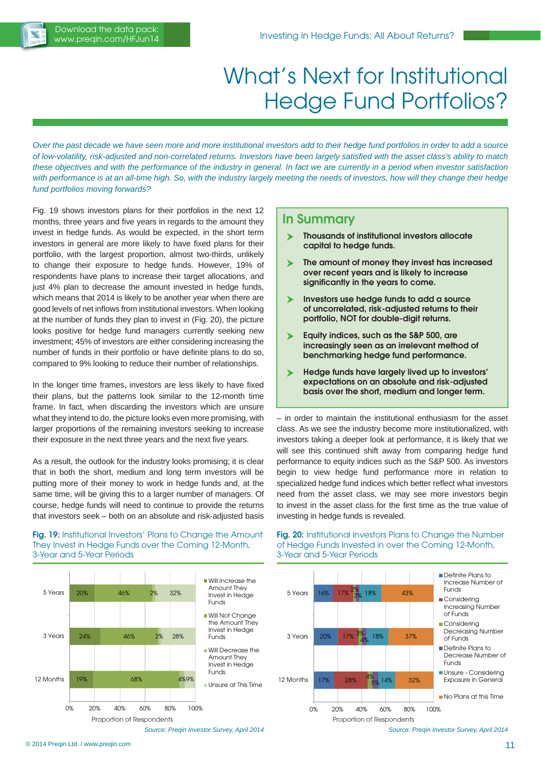# What's Next for Institutional Hedge Fund Portfolios?

*Over the past decade we have seen more and more institutional investors add to their hedge fund portfolios in order to add a source of low-volatility, risk-adjusted and non-correlated returns. Investors have been largely satisfied with the asset class's ability to match these objectives and with the performance of the industry in general. In fact we are currently in a period when investor satisfaction with performance is at an all-time high. So, with the industry largely meeting the needs of investors, how will they change their hedge fund portfolios moving forwards?*

Fig. 19 shows investors plans for their portfolios in the next 12 months, three years and five years in regards to the amount they invest in hedge funds. As would be expected, in the short term investors in general are more likely to have fixed plans for their portfolio, with the largest proportion, almost two-thirds, unlikely to change their exposure to hedge funds. However, 19% of respondents have plans to increase their target allocations, and just 4% plan to decrease the amount invested in hedge funds, which means that 2014 is likely to be another year when there are good levels of net inflows from institutional investors. When looking at the number of funds they plan to invest in (Fig. 20), the picture looks positive for hedge fund managers currently seeking new investment; 45% of investors are either considering increasing the number of funds in their portfolio or have definite plans to do so, compared to 9% looking to reduce their number of relationships.

In the longer time frames, investors are less likely to have fixed their plans, but the patterns look similar to the 12-month time frame. In fact, when discarding the investors which are unsure what they intend to do, the picture looks even more promising, with larger proportions of the remaining investors seeking to increase their exposure in the next three years and the next five years.

As a result, the outlook for the industry looks promising; it is clear that in both the short, medium and long term investors will be putting more of their money to work in hedge funds and, at the same time, will be giving this to a larger number of managers. Of course, hedge funds will need to continue to provide the returns that investors seek – both on an absolute and risk-adjusted basis – in order to maintain the institutional enthusiasm for the asset class. As we see the industry become more institutionalized, with investors taking a deeper look at performance, it is likely that we will see this continued shift away from comparing hedge fund performance to equity indices such as the S&P 500. As investors begin to view hedge fund performance more in relation to specialized hedge fund indices which better reflect what investors need from the asset class, we may see more investors begin to invest in the asset class for the first time as the true value of investing in hedge funds is revealed.

## In Summary

- **Thousands of institutional investors allocate capital to hedge funds.**
- **The amount of money they invest has increased over recent years and is likely to increase significantly in the years to come.**
- **Investors use hedge funds to add a source of uncorrelated, risk-adjusted returns to their portfolio, NOT for double-digit returns.**
- **Equity indices, such as the S&P 500, are increasingly seen as an irrelevant method of benchmarking hedge fund performance.**
- **Hedge funds have largely lived up to investors' expectations on an absolute and risk-adjusted basis over the short, medium and longer term.**

**Fig. 19:** Institutional Investors' Plans to Change the Amount They Invest in Hedge Funds over the Coming 12-Month, 3-Year and 5-Year Periods

| | Will Increase the Amount They Invest in Hedge Funds | Will Not Change the Amount They Invest in Hedge Funds | Will Decrease the Amount They Invest in Hedge Funds | Unsure at This Time |
|---|---|---|---|---|
| 5 Years | 20% | 46% | 2% | 32% |
| 3 Years | 24% | 46% | 2% | 28% |
| 12 Months | 19% | 68% | 4% | 9% |

Proportion of Respondents

*Source: Preqin Investor Survey, April 2014*

**Fig. 20:** Institutional Investors Plans to Change the Number of Hedge Funds Invested in over the Coming 12-Month, 3-Year and 5-Year Periods

| | Definite Plans to Increase Number of Funds | Considering Increasing Number of Funds | Considering Decreasing Number of Funds | Definite Plans to Decrease Number of Funds | Unsure - Considering Exposure in General | No Plans at this Time |
|---|---|---|---|---|---|---|
| 5 Years | 16% | 17% | 2% | 3% | 18% | 43% |
| 3 Years | 20% | 17% | 3% | 4% | 18% | 37% |
| 12 Months | 17% | 28% | 4% | 5% | 14% | 32% |

Proportion of Respondents

*Source: Preqin Investor Survey, April 2014*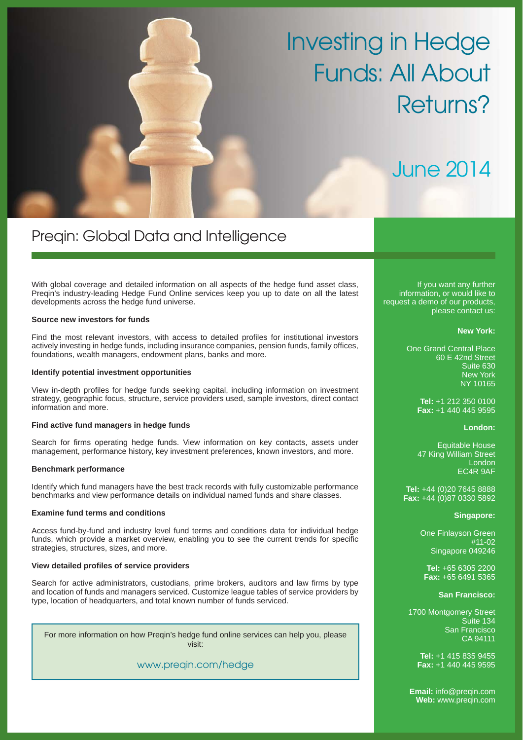# Investing in Hedge Funds: All About Returns?

June 2014

## Preqin: Global Data and Intelligence

With global coverage and detailed information on all aspects of the hedge fund asset class, Preqin's industry-leading Hedge Fund Online services keep you up to date on all the latest developments across the hedge fund universe.

**Source new investors for funds**

Find the most relevant investors, with access to detailed profiles for institutional investors actively investing in hedge funds, including insurance companies, pension funds, family offices, foundations, wealth managers, endowment plans, banks and more.

**Identify potential investment opportunities**

View in-depth profiles for hedge funds seeking capital, including information on investment strategy, geographic focus, structure, service providers used, sample investors, direct contact information and more.

**Find active fund managers in hedge funds**

Search for firms operating hedge funds. View information on key contacts, assets under management, performance history, key investment preferences, known investors, and more.

**Benchmark performance**

Identify which fund managers have the best track records with fully customizable performance benchmarks and view performance details on individual named funds and share classes.

**Examine fund terms and conditions**

Access fund-by-fund and industry level fund terms and conditions data for individual hedge funds, which provide a market overview, enabling you to see the current trends for specific strategies, structures, sizes, and more.

**View detailed profiles of service providers**

Search for active administrators, custodians, prime brokers, auditors and law firms by type and location of funds and managers serviced. Customize league tables of service providers by type, location of headquarters, and total known number of funds serviced.

For more information on how Preqin's hedge fund online services can help you, please visit:

www.preqin.com/hedge

If you want any further information, or would like to request a demo of our products, please contact us:

**New York:**

One Grand Central Place
60 E 42nd Street
Suite 630
New York
NY 10165

**Tel:** +1 212 350 0100
**Fax:** +1 440 445 9595

**London:**

Equitable House
47 King William Street
London
EC4R 9AF

**Tel:** +44 (0)20 7645 8888
**Fax:** +44 (0)87 0330 5892

**Singapore:**

One Finlayson Green
#11-02
Singapore 049246

**Tel:** +65 6305 2200
**Fax:** +65 6491 5365

**San Francisco:**

1700 Montgomery Street
Suite 134
San Francisco
CA 94111

**Tel:** +1 415 835 9455
**Fax:** +1 440 445 9595

**Email:** info@preqin.com
**Web:** www.preqin.com